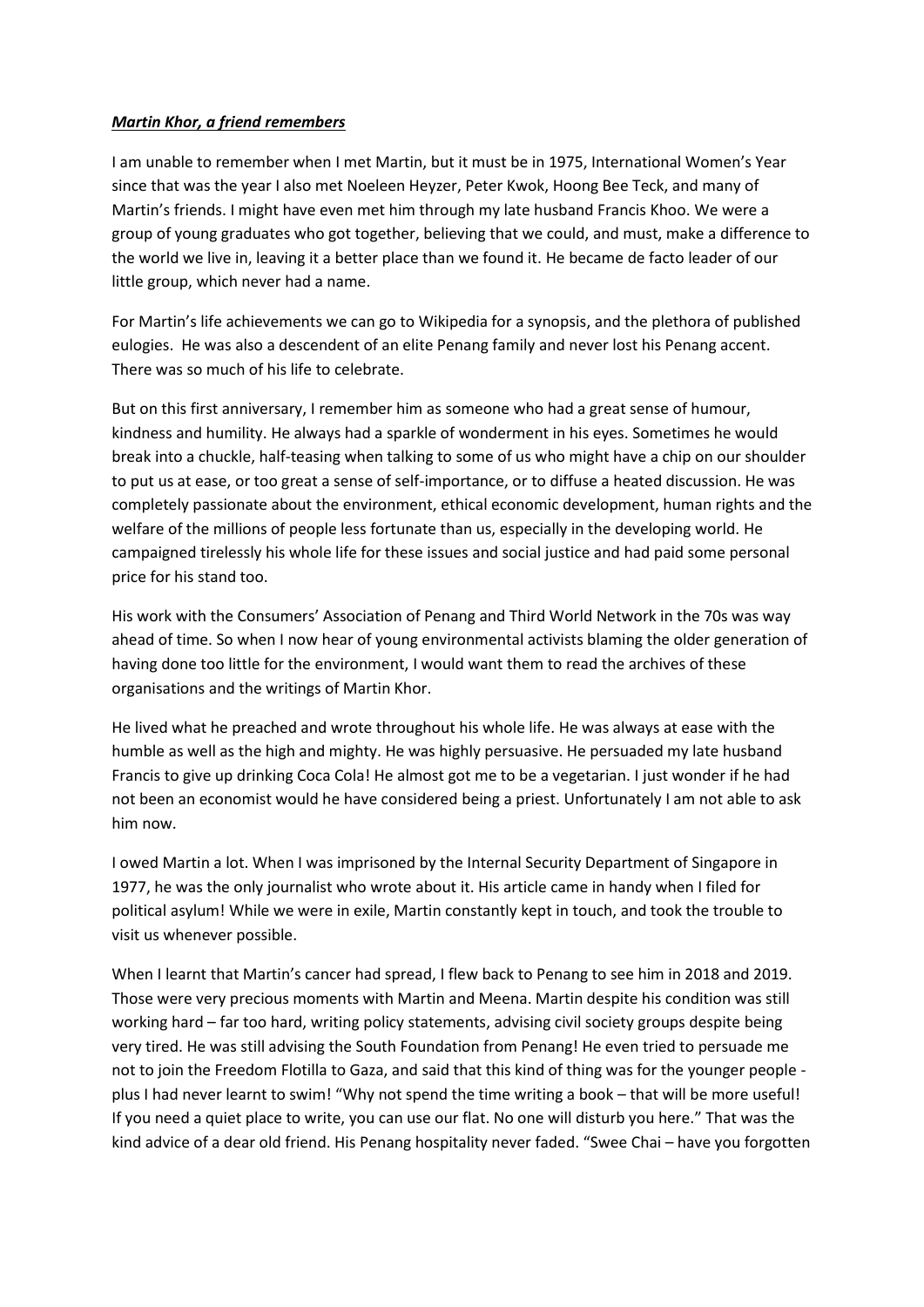***Martin Khor, a friend remembers***

I am unable to remember when I met Martin, but it must be in 1975, International Women's Year since that was the year I also met Noeleen Heyzer, Peter Kwok, Hoong Bee Teck, and many of Martin's friends. I might have even met him through my late husband Francis Khoo. We were a group of young graduates who got together, believing that we could, and must, make a difference to the world we live in, leaving it a better place than we found it. He became de facto leader of our little group, which never had a name.

For Martin's life achievements we can go to Wikipedia for a synopsis, and the plethora of published eulogies. He was also a descendent of an elite Penang family and never lost his Penang accent. There was so much of his life to celebrate.

But on this first anniversary, I remember him as someone who had a great sense of humour, kindness and humility. He always had a sparkle of wonderment in his eyes. Sometimes he would break into a chuckle, half-teasing when talking to some of us who might have a chip on our shoulder to put us at ease, or too great a sense of self-importance, or to diffuse a heated discussion. He was completely passionate about the environment, ethical economic development, human rights and the welfare of the millions of people less fortunate than us, especially in the developing world. He campaigned tirelessly his whole life for these issues and social justice and had paid some personal price for his stand too.

His work with the Consumers' Association of Penang and Third World Network in the 70s was way ahead of time. So when I now hear of young environmental activists blaming the older generation of having done too little for the environment, I would want them to read the archives of these organisations and the writings of Martin Khor.

He lived what he preached and wrote throughout his whole life. He was always at ease with the humble as well as the high and mighty. He was highly persuasive. He persuaded my late husband Francis to give up drinking Coca Cola! He almost got me to be a vegetarian. I just wonder if he had not been an economist would he have considered being a priest. Unfortunately I am not able to ask him now.

I owed Martin a lot. When I was imprisoned by the Internal Security Department of Singapore in 1977, he was the only journalist who wrote about it. His article came in handy when I filed for political asylum! While we were in exile, Martin constantly kept in touch, and took the trouble to visit us whenever possible.

When I learnt that Martin's cancer had spread, I flew back to Penang to see him in 2018 and 2019. Those were very precious moments with Martin and Meena. Martin despite his condition was still working hard – far too hard, writing policy statements, advising civil society groups despite being very tired. He was still advising the South Foundation from Penang! He even tried to persuade me not to join the Freedom Flotilla to Gaza, and said that this kind of thing was for the younger people - plus I had never learnt to swim! "Why not spend the time writing a book – that will be more useful! If you need a quiet place to write, you can use our flat. No one will disturb you here." That was the kind advice of a dear old friend. His Penang hospitality never faded. "Swee Chai – have you forgotten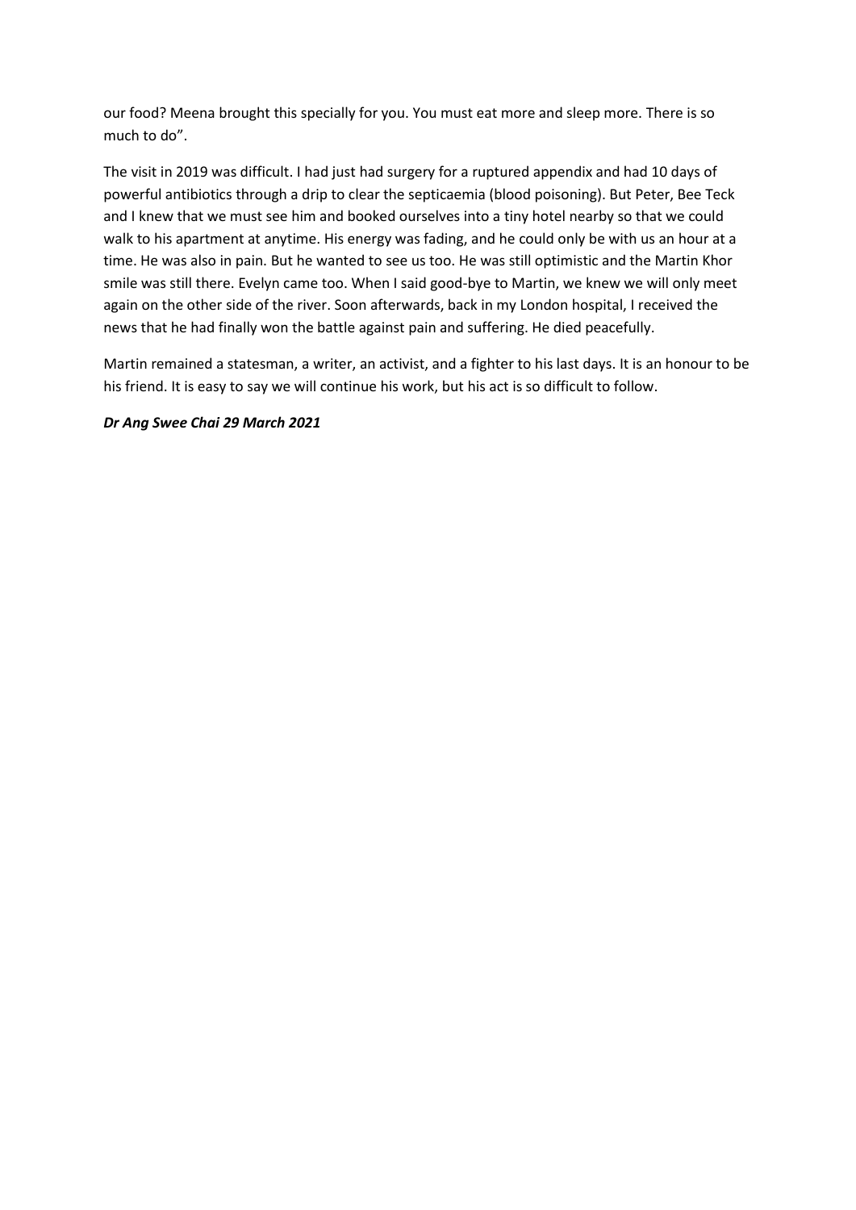our food? Meena brought this specially for you. You must eat more and sleep more. There is so much to do".

The visit in 2019 was difficult. I had just had surgery for a ruptured appendix and had 10 days of powerful antibiotics through a drip to clear the septicaemia (blood poisoning). But Peter, Bee Teck and I knew that we must see him and booked ourselves into a tiny hotel nearby so that we could walk to his apartment at anytime. His energy was fading, and he could only be with us an hour at a time. He was also in pain. But he wanted to see us too. He was still optimistic and the Martin Khor smile was still there. Evelyn came too. When I said good-bye to Martin, we knew we will only meet again on the other side of the river. Soon afterwards, back in my London hospital, I received the news that he had finally won the battle against pain and suffering. He died peacefully.

Martin remained a statesman, a writer, an activist, and a fighter to his last days. It is an honour to be his friend. It is easy to say we will continue his work, but his act is so difficult to follow.

***Dr Ang Swee Chai 29 March 2021***